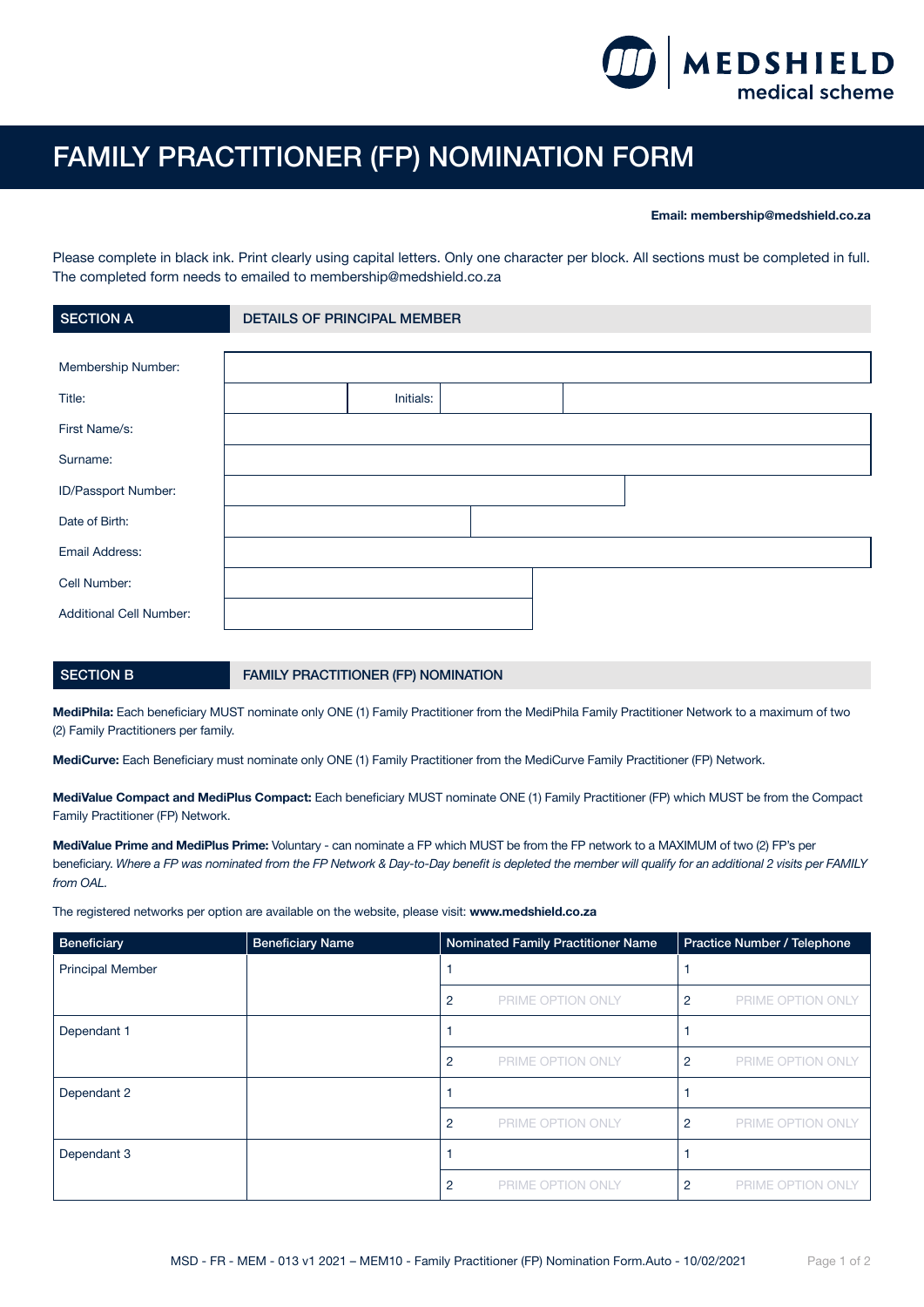MEDSHIELD medical scheme

# FAMILY PRACTITIONER (FP) NOMINATION FORM

**Email: membership@medshield.co.za**

Please complete in black ink. Print clearly using capital letters. Only one character per block. All sections must be completed in full. The completed form needs to emailed to membership@medshield.co.za

## SECTION A — DETAILS OF PRINCIPAL MEMBER

| | | | |
|---|---|---|---|
| Membership Number: | | | |
| Title: | | Initials: | |
| First Name/s: | | | |
| Surname: | | | |
| ID/Passport Number: | | | |
| Date of Birth: | | | |
| Email Address: | | | |
| Cell Number: | | | |
| Additional Cell Number: | | | |

## SECTION B — FAMILY PRACTITIONER (FP) NOMINATION

**MediPhila:** Each beneficiary MUST nominate only ONE (1) Family Practitioner from the MediPhila Family Practitioner Network to a maximum of two (2) Family Practitioners per family.

**MediCurve:** Each Beneficiary must nominate only ONE (1) Family Practitioner from the MediCurve Family Practitioner (FP) Network.

**MediValue Compact and MediPlus Compact:** Each beneficiary MUST nominate ONE (1) Family Practitioner (FP) which MUST be from the Compact Family Practitioner (FP) Network.

**MediValue Prime and MediPlus Prime:** Voluntary - can nominate a FP which MUST be from the FP network to a MAXIMUM of two (2) FP's per beneficiary. *Where a FP was nominated from the FP Network & Day-to-Day benefit is depleted the member will qualify for an additional 2 visits per FAMILY from OAL.*

The registered networks per option are available on the website, please visit: **www.medshield.co.za**

| Beneficiary | Beneficiary Name | Nominated Family Practitioner Name | Practice Number / Telephone |
|---|---|---|---|
| Principal Member | | 1 | 1 |
| | | 2 PRIME OPTION ONLY | 2 PRIME OPTION ONLY |
| Dependant 1 | | 1 | 1 |
| | | 2 PRIME OPTION ONLY | 2 PRIME OPTION ONLY |
| Dependant 2 | | 1 | 1 |
| | | 2 PRIME OPTION ONLY | 2 PRIME OPTION ONLY |
| Dependant 3 | | 1 | 1 |
| | | 2 PRIME OPTION ONLY | 2 PRIME OPTION ONLY |

MSD - FR - MEM - 013 v1 2021 – MEM10 - Family Practitioner (FP) Nomination Form.Auto - 10/02/2021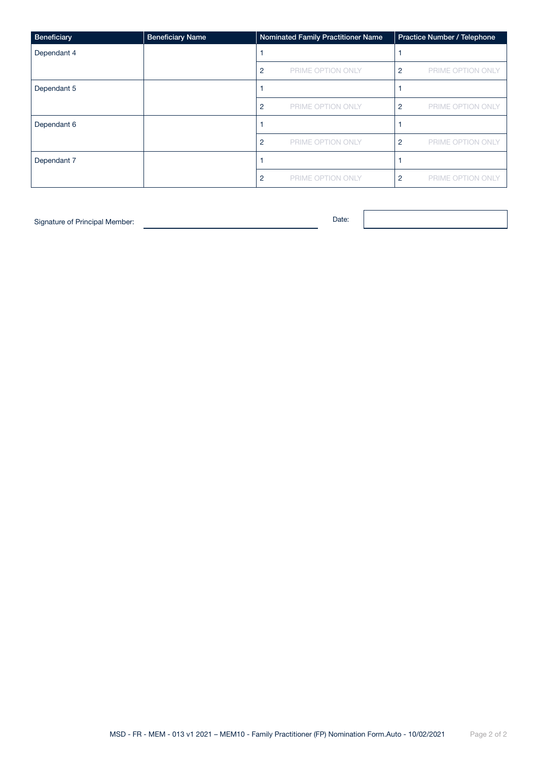| Beneficiary | Beneficiary Name | Nominated Family Practitioner Name | Practice Number / Telephone |
|---|---|---|---|
| Dependant 4 | | 1 | 1 |
| | | 2 PRIME OPTION ONLY | 2 PRIME OPTION ONLY |
| Dependant 5 | | 1 | 1 |
| | | 2 PRIME OPTION ONLY | 2 PRIME OPTION ONLY |
| Dependant 6 | | 1 | 1 |
| | | 2 PRIME OPTION ONLY | 2 PRIME OPTION ONLY |
| Dependant 7 | | 1 | 1 |
| | | 2 PRIME OPTION ONLY | 2 PRIME OPTION ONLY |

Signature of Principal Member: ______________________________ Date: ______________

MSD - FR - MEM - 013 v1 2021 – MEM10 - Family Practitioner (FP) Nomination Form.Auto - 10/02/2021